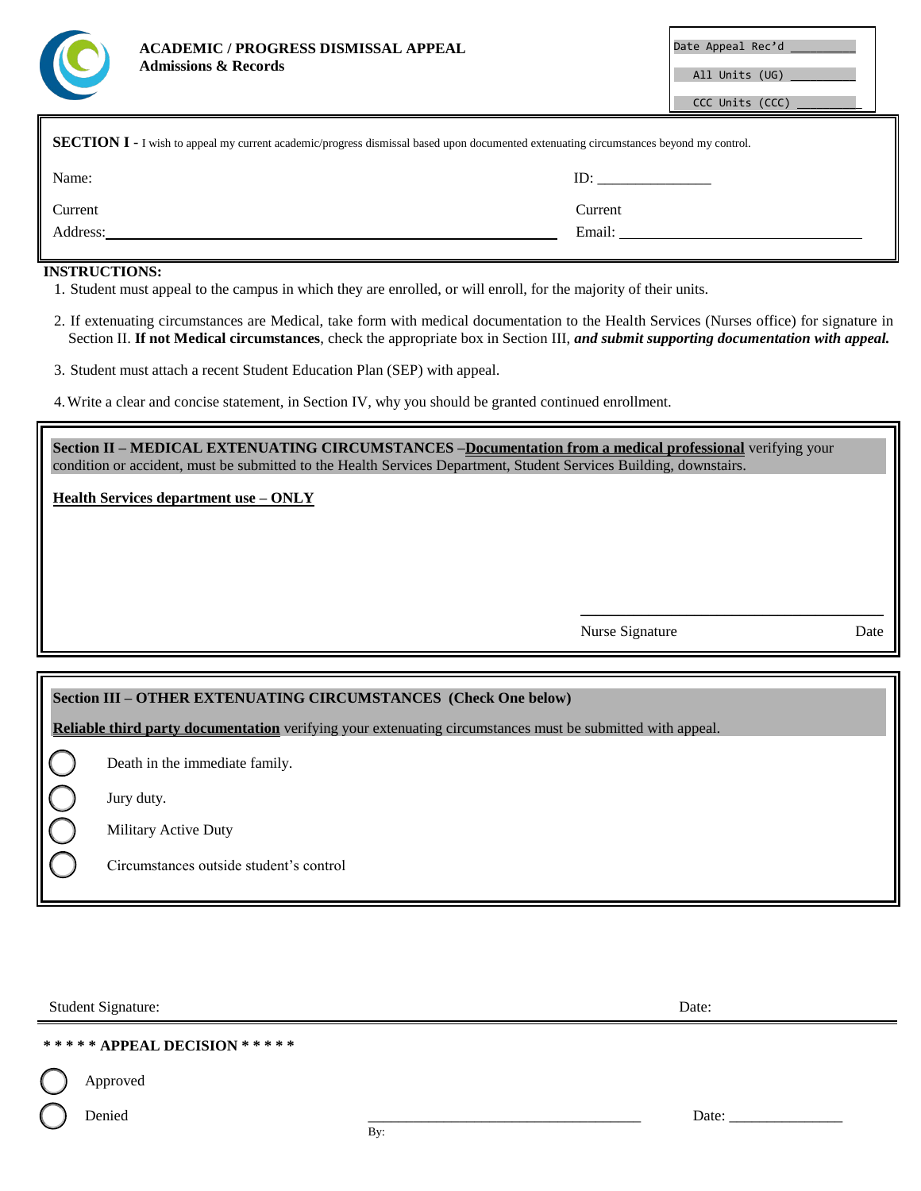**ACADEMIC / PROGRESS DISMISSAL APPEAL**
**Admissions & Records**

Date Appeal Rec'd \_\_\_\_\_\_\_\_\_

All Units (UG) \_\_\_\_\_\_\_\_\_

CCC Units (CCC) \_\_\_\_\_\_\_\_\_

**SECTION I** - I wish to appeal my current academic/progress dismissal based upon documented extenuating circumstances beyond my control.

Name: ID: \_\_\_\_\_\_\_\_\_\_\_\_\_\_\_

Current Address: \_\_\_\_\_\_\_\_\_\_\_\_\_\_\_\_\_\_\_\_\_\_\_\_\_\_\_\_\_\_\_\_\_\_\_\_\_\_\_\_ Current Email: \_\_\_\_\_\_\_\_\_\_\_\_\_\_\_\_\_\_\_\_\_\_\_\_\_\_\_\_\_\_

**INSTRUCTIONS:**

1. Student must appeal to the campus in which they are enrolled, or will enroll, for the majority of their units.
2. If extenuating circumstances are Medical, take form with medical documentation to the Health Services (Nurses office) for signature in Section II. **If not Medical circumstances**, check the appropriate box in Section III, ***and submit supporting documentation with appeal.***
3. Student must attach a recent Student Education Plan (SEP) with appeal.
4. Write a clear and concise statement, in Section IV, why you should be granted continued enrollment.

**Section II – MEDICAL EXTENUATING CIRCUMSTANCES –Documentation from a medical professional** verifying your condition or accident, must be submitted to the Health Services Department, Student Services Building, downstairs.

**Health Services department use – ONLY**

\_\_\_\_\_\_\_\_\_\_\_\_\_\_\_\_\_\_\_\_\_\_\_\_\_\_\_\_\_\_\_\_\_\_\_\_\_\_\_\_

Nurse Signature Date

**Section III – OTHER EXTENUATING CIRCUMSTANCES (Check One below)**

**Reliable third party documentation** verifying your extenuating circumstances must be submitted with appeal.

- ◯ Death in the immediate family.
- ◯ Jury duty.
- ◯ Military Active Duty
- ◯ Circumstances outside student's control

Student Signature: Date:

**\* \* \* \* \* APPEAL DECISION \* \* \* \* \***

- ◯ Approved
- ◯ Denied

\_\_\_\_\_\_\_\_\_\_\_\_\_\_\_\_\_\_\_\_\_\_\_\_\_\_\_\_\_\_\_\_\_\_\_\_\_ Date: \_\_\_\_\_\_\_\_\_\_\_\_\_\_\_

By: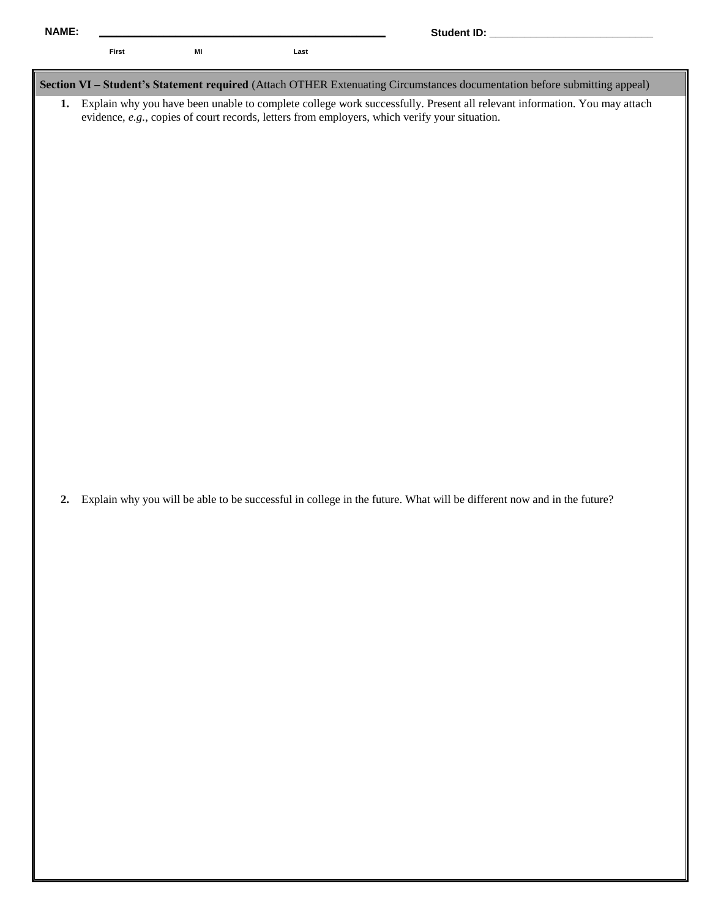**NAME:** ______________________________ **Student ID:** ____________________________

First MI Last

**Section VI – Student's Statement required** (Attach OTHER Extenuating Circumstances documentation before submitting appeal)

1. Explain why you have been unable to complete college work successfully. Present all relevant information. You may attach evidence, *e.g.*, copies of court records, letters from employers, which verify your situation.

2. Explain why you will be able to be successful in college in the future. What will be different now and in the future?